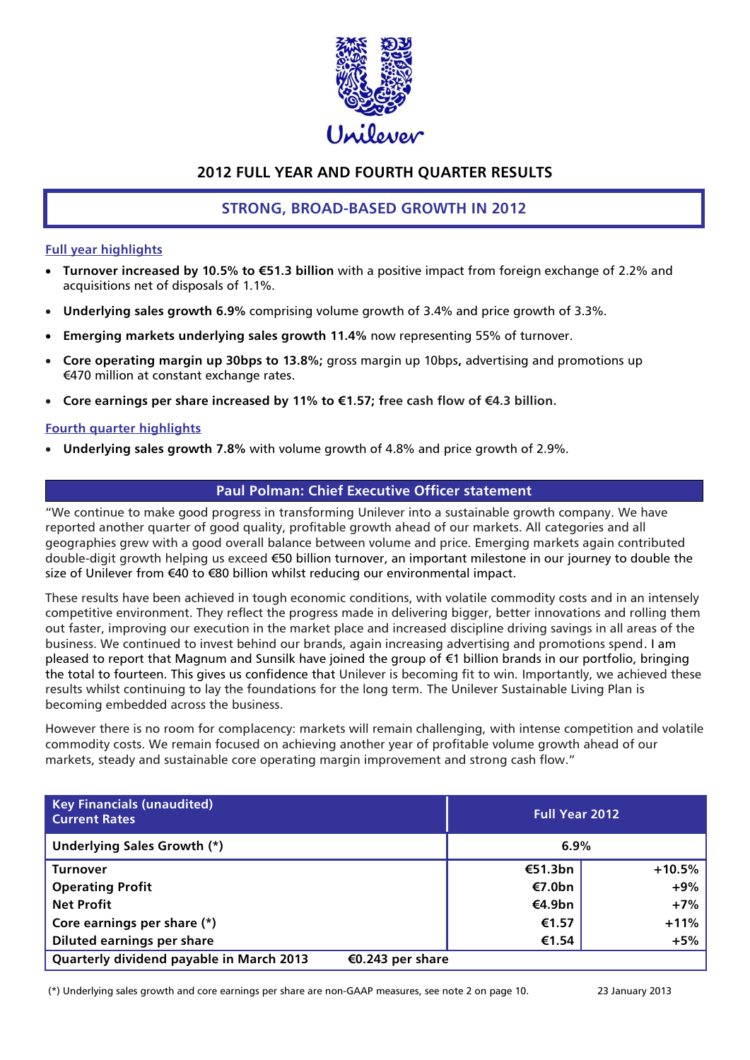# 2012 FULL YEAR AND FOURTH QUARTER RESULTS

## STRONG, BROAD-BASED GROWTH IN 2012

### Full year highlights

- **Turnover increased by 10.5% to €51.3 billion** with a positive impact from foreign exchange of 2.2% and acquisitions net of disposals of 1.1%.
- **Underlying sales growth 6.9%** comprising volume growth of 3.4% and price growth of 3.3%.
- **Emerging markets underlying sales growth 11.4%** now representing 55% of turnover.
- **Core operating margin up 30bps to 13.8%;** gross margin up 10bps**,** advertising and promotions up €470 million at constant exchange rates.
- **Core earnings per share increased by 11% to €1.57; free cash flow of €4.3 billion.**

### Fourth quarter highlights

- **Underlying sales growth 7.8%** with volume growth of 4.8% and price growth of 2.9%.

### Paul Polman: Chief Executive Officer statement

"We continue to make good progress in transforming Unilever into a sustainable growth company. We have reported another quarter of good quality, profitable growth ahead of our markets. All categories and all geographies grew with a good overall balance between volume and price. Emerging markets again contributed double-digit growth helping us exceed €50 billion turnover, an important milestone in our journey to double the size of Unilever from €40 to €80 billion whilst reducing our environmental impact.

These results have been achieved in tough economic conditions, with volatile commodity costs and in an intensely competitive environment. They reflect the progress made in delivering bigger, better innovations and rolling them out faster, improving our execution in the market place and increased discipline driving savings in all areas of the business. We continued to invest behind our brands, again increasing advertising and promotions spend. I am pleased to report that Magnum and Sunsilk have joined the group of €1 billion brands in our portfolio, bringing the total to fourteen. This gives us confidence that Unilever is becoming fit to win. Importantly, we achieved these results whilst continuing to lay the foundations for the long term. The Unilever Sustainable Living Plan is becoming embedded across the business.

However there is no room for complacency: markets will remain challenging, with intense competition and volatile commodity costs. We remain focused on achieving another year of profitable volume growth ahead of our markets, steady and sustainable core operating margin improvement and strong cash flow."

| Key Financials (unaudited) Current Rates | Full Year 2012 | |
|---|---|---|
| Underlying Sales Growth (*) | 6.9% | |
| Turnover | €51.3bn | +10.5% |
| Operating Profit | €7.0bn | +9% |
| Net Profit | €4.9bn | +7% |
| Core earnings per share (*) | €1.57 | +11% |
| Diluted earnings per share | €1.54 | +5% |
| Quarterly dividend payable in March 2013 €0.243 per share | | |

(*) Underlying sales growth and core earnings per share are non-GAAP measures, see note 2 on page 10.

23 January 2013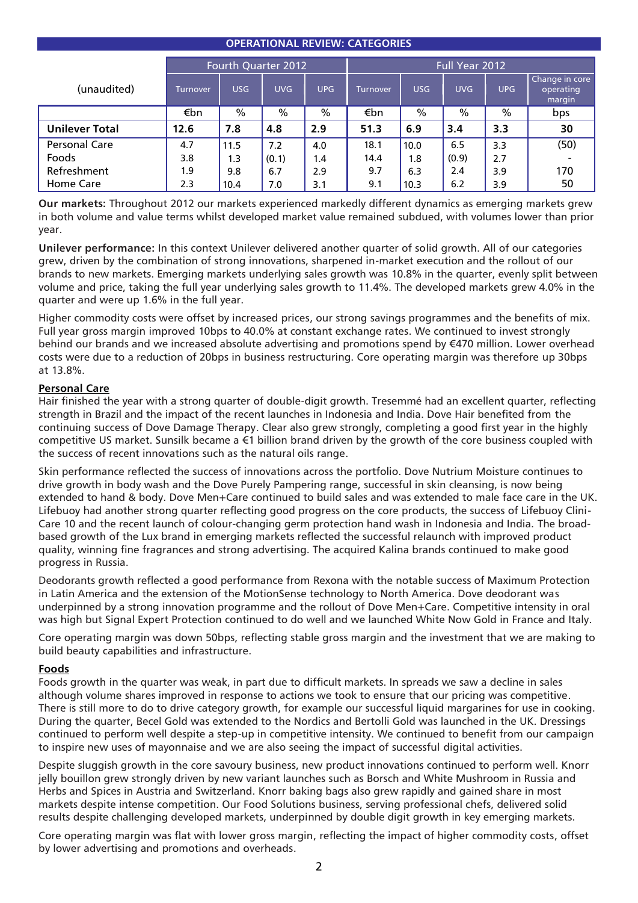## OPERATIONAL REVIEW: CATEGORIES

| (unaudited) | Fourth Quarter 2012 | | | | Full Year 2012 | | | | |
|---|---|---|---|---|---|---|---|---|---|
| | Turnover | USG | UVG | UPG | Turnover | USG | UVG | UPG | Change in core operating margin |
| | €bn | % | % | % | €bn | % | % | % | bps |
| **Unilever Total** | **12.6** | **7.8** | **4.8** | **2.9** | **51.3** | **6.9** | **3.4** | **3.3** | **30** |
| Personal Care | 4.7 | 11.5 | 7.2 | 4.0 | 18.1 | 10.0 | 6.5 | 3.3 | (50) |
| Foods | 3.8 | 1.3 | (0.1) | 1.4 | 14.4 | 1.8 | (0.9) | 2.7 | - |
| Refreshment | 1.9 | 9.8 | 6.7 | 2.9 | 9.7 | 6.3 | 2.4 | 3.9 | 170 |
| Home Care | 2.3 | 10.4 | 7.0 | 3.1 | 9.1 | 10.3 | 6.2 | 3.9 | 50 |

**Our markets:** Throughout 2012 our markets experienced markedly different dynamics as emerging markets grew in both volume and value terms whilst developed market value remained subdued, with volumes lower than prior year.

**Unilever performance:** In this context Unilever delivered another quarter of solid growth. All of our categories grew, driven by the combination of strong innovations, sharpened in-market execution and the rollout of our brands to new markets. Emerging markets underlying sales growth was 10.8% in the quarter, evenly split between volume and price, taking the full year underlying sales growth to 11.4%. The developed markets grew 4.0% in the quarter and were up 1.6% in the full year.

Higher commodity costs were offset by increased prices, our strong savings programmes and the benefits of mix. Full year gross margin improved 10bps to 40.0% at constant exchange rates. We continued to invest strongly behind our brands and we increased absolute advertising and promotions spend by €470 million. Lower overhead costs were due to a reduction of 20bps in business restructuring. Core operating margin was therefore up 30bps at 13.8%.

### Personal Care

Hair finished the year with a strong quarter of double-digit growth. Tresemmé had an excellent quarter, reflecting strength in Brazil and the impact of the recent launches in Indonesia and India. Dove Hair benefited from the continuing success of Dove Damage Therapy. Clear also grew strongly, completing a good first year in the highly competitive US market. Sunsilk became a €1 billion brand driven by the growth of the core business coupled with the success of recent innovations such as the natural oils range.

Skin performance reflected the success of innovations across the portfolio. Dove Nutrium Moisture continues to drive growth in body wash and the Dove Purely Pampering range, successful in skin cleansing, is now being extended to hand & body. Dove Men+Care continued to build sales and was extended to male face care in the UK. Lifebuoy had another strong quarter reflecting good progress on the core products, the success of Lifebuoy Clini-Care 10 and the recent launch of colour-changing germ protection hand wash in Indonesia and India. The broad-based growth of the Lux brand in emerging markets reflected the successful relaunch with improved product quality, winning fine fragrances and strong advertising. The acquired Kalina brands continued to make good progress in Russia.

Deodorants growth reflected a good performance from Rexona with the notable success of Maximum Protection in Latin America and the extension of the MotionSense technology to North America. Dove deodorant was underpinned by a strong innovation programme and the rollout of Dove Men+Care. Competitive intensity in oral was high but Signal Expert Protection continued to do well and we launched White Now Gold in France and Italy.

Core operating margin was down 50bps, reflecting stable gross margin and the investment that we are making to build beauty capabilities and infrastructure.

### Foods

Foods growth in the quarter was weak, in part due to difficult markets. In spreads we saw a decline in sales although volume shares improved in response to actions we took to ensure that our pricing was competitive. There is still more to do to drive category growth, for example our successful liquid margarines for use in cooking. During the quarter, Becel Gold was extended to the Nordics and Bertolli Gold was launched in the UK. Dressings continued to perform well despite a step-up in competitive intensity. We continued to benefit from our campaign to inspire new uses of mayonnaise and we are also seeing the impact of successful digital activities.

Despite sluggish growth in the core savoury business, new product innovations continued to perform well. Knorr jelly bouillon grew strongly driven by new variant launches such as Borsch and White Mushroom in Russia and Herbs and Spices in Austria and Switzerland. Knorr baking bags also grew rapidly and gained share in most markets despite intense competition. Our Food Solutions business, serving professional chefs, delivered solid results despite challenging developed markets, underpinned by double digit growth in key emerging markets.

Core operating margin was flat with lower gross margin, reflecting the impact of higher commodity costs, offset by lower advertising and promotions and overheads.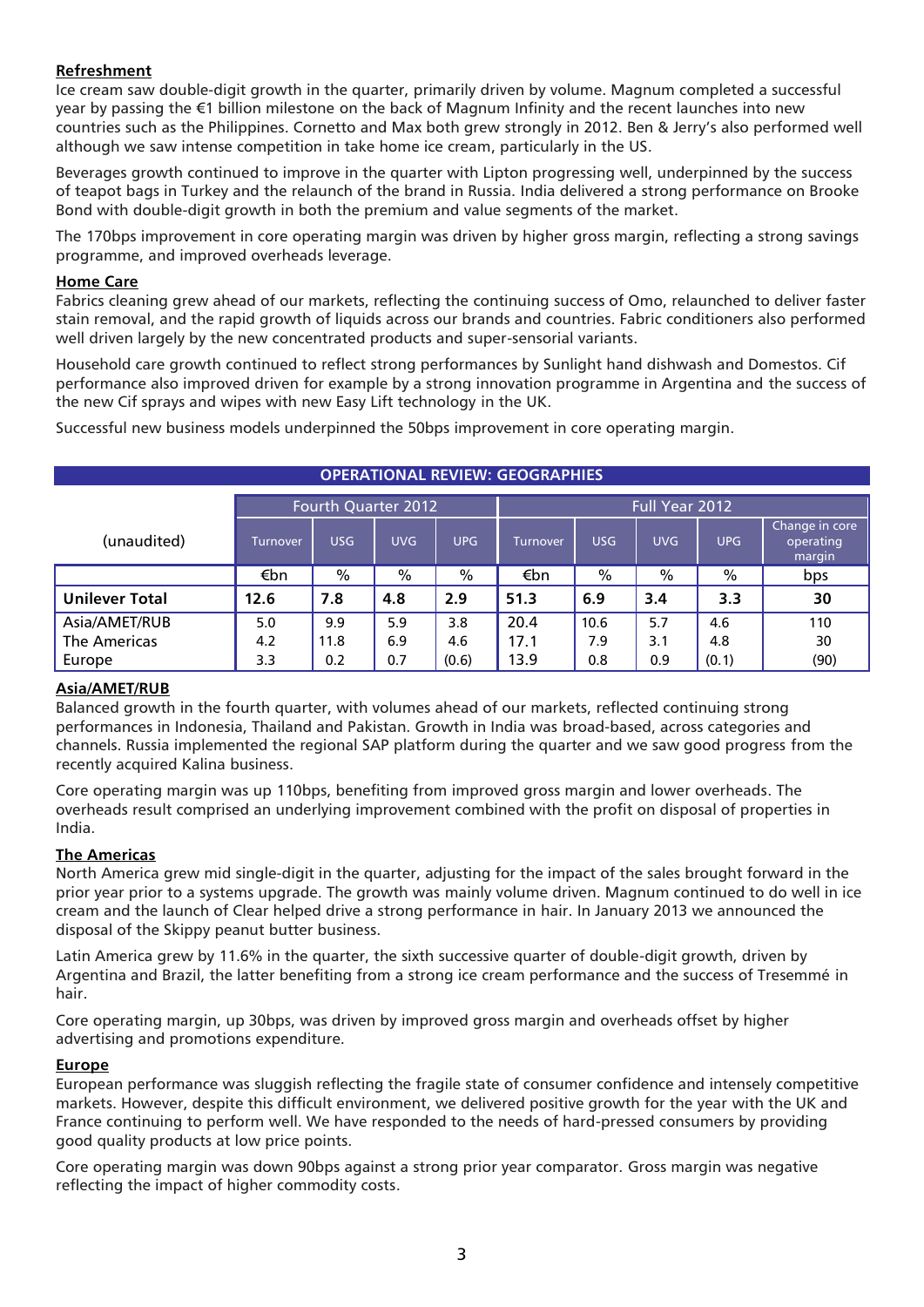### Refreshment

Ice cream saw double-digit growth in the quarter, primarily driven by volume. Magnum completed a successful year by passing the €1 billion milestone on the back of Magnum Infinity and the recent launches into new countries such as the Philippines. Cornetto and Max both grew strongly in 2012. Ben & Jerry's also performed well although we saw intense competition in take home ice cream, particularly in the US.

Beverages growth continued to improve in the quarter with Lipton progressing well, underpinned by the success of teapot bags in Turkey and the relaunch of the brand in Russia. India delivered a strong performance on Brooke Bond with double-digit growth in both the premium and value segments of the market.

The 170bps improvement in core operating margin was driven by higher gross margin, reflecting a strong savings programme, and improved overheads leverage.

### Home Care

Fabrics cleaning grew ahead of our markets, reflecting the continuing success of Omo, relaunched to deliver faster stain removal, and the rapid growth of liquids across our brands and countries. Fabric conditioners also performed well driven largely by the new concentrated products and super-sensorial variants.

Household care growth continued to reflect strong performances by Sunlight hand dishwash and Domestos. Cif performance also improved driven for example by a strong innovation programme in Argentina and the success of the new Cif sprays and wipes with new Easy Lift technology in the UK.

Successful new business models underpinned the 50bps improvement in core operating margin.

## OPERATIONAL REVIEW: GEOGRAPHIES

| (unaudited) | Fourth Quarter 2012 | | | | Full Year 2012 | | | | |
|---|---|---|---|---|---|---|---|---|---|
| | Turnover | USG | UVG | UPG | Turnover | USG | UVG | UPG | Change in core operating margin |
| | €bn | % | % | % | €bn | % | % | % | bps |
| **Unilever Total** | **12.6** | **7.8** | **4.8** | **2.9** | **51.3** | **6.9** | **3.4** | **3.3** | **30** |
| Asia/AMET/RUB | 5.0 | 9.9 | 5.9 | 3.8 | 20.4 | 10.6 | 5.7 | 4.6 | 110 |
| The Americas | 4.2 | 11.8 | 6.9 | 4.6 | 17.1 | 7.9 | 3.1 | 4.8 | 30 |
| Europe | 3.3 | 0.2 | 0.7 | (0.6) | 13.9 | 0.8 | 0.9 | (0.1) | (90) |

### Asia/AMET/RUB

Balanced growth in the fourth quarter, with volumes ahead of our markets, reflected continuing strong performances in Indonesia, Thailand and Pakistan. Growth in India was broad-based, across categories and channels. Russia implemented the regional SAP platform during the quarter and we saw good progress from the recently acquired Kalina business.

Core operating margin was up 110bps, benefiting from improved gross margin and lower overheads. The overheads result comprised an underlying improvement combined with the profit on disposal of properties in India.

### The Americas

North America grew mid single-digit in the quarter, adjusting for the impact of the sales brought forward in the prior year prior to a systems upgrade. The growth was mainly volume driven. Magnum continued to do well in ice cream and the launch of Clear helped drive a strong performance in hair. In January 2013 we announced the disposal of the Skippy peanut butter business.

Latin America grew by 11.6% in the quarter, the sixth successive quarter of double-digit growth, driven by Argentina and Brazil, the latter benefiting from a strong ice cream performance and the success of Tresemmé in hair.

Core operating margin, up 30bps, was driven by improved gross margin and overheads offset by higher advertising and promotions expenditure.

### Europe

European performance was sluggish reflecting the fragile state of consumer confidence and intensely competitive markets. However, despite this difficult environment, we delivered positive growth for the year with the UK and France continuing to perform well. We have responded to the needs of hard-pressed consumers by providing good quality products at low price points.

Core operating margin was down 90bps against a strong prior year comparator. Gross margin was negative reflecting the impact of higher commodity costs.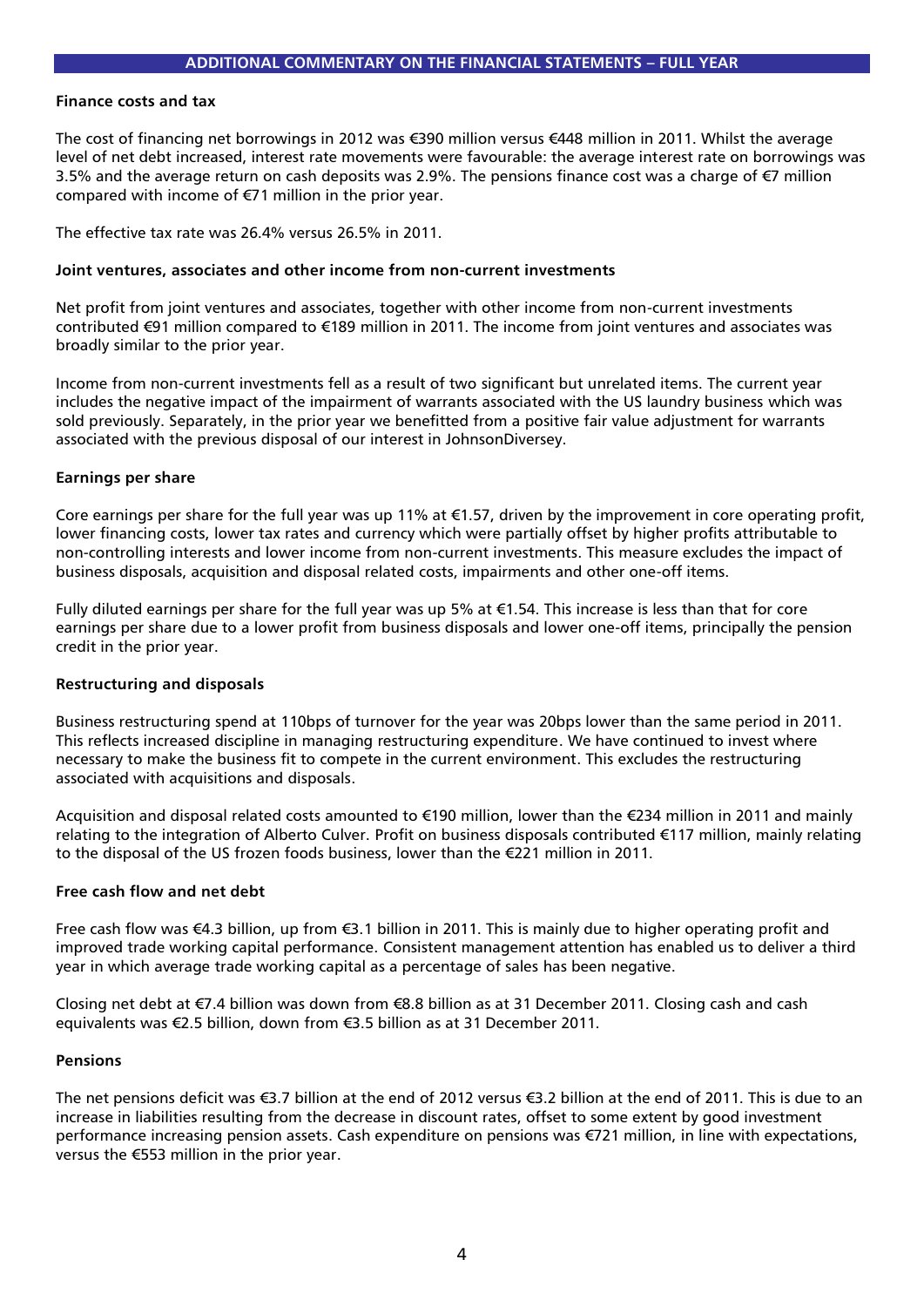## ADDITIONAL COMMENTARY ON THE FINANCIAL STATEMENTS – FULL YEAR

**Finance costs and tax**

The cost of financing net borrowings in 2012 was €390 million versus €448 million in 2011. Whilst the average level of net debt increased, interest rate movements were favourable: the average interest rate on borrowings was 3.5% and the average return on cash deposits was 2.9%. The pensions finance cost was a charge of €7 million compared with income of €71 million in the prior year.

The effective tax rate was 26.4% versus 26.5% in 2011.

**Joint ventures, associates and other income from non-current investments**

Net profit from joint ventures and associates, together with other income from non-current investments contributed €91 million compared to €189 million in 2011. The income from joint ventures and associates was broadly similar to the prior year.

Income from non-current investments fell as a result of two significant but unrelated items. The current year includes the negative impact of the impairment of warrants associated with the US laundry business which was sold previously. Separately, in the prior year we benefitted from a positive fair value adjustment for warrants associated with the previous disposal of our interest in JohnsonDiversey.

**Earnings per share**

Core earnings per share for the full year was up 11% at €1.57, driven by the improvement in core operating profit, lower financing costs, lower tax rates and currency which were partially offset by higher profits attributable to non-controlling interests and lower income from non-current investments. This measure excludes the impact of business disposals, acquisition and disposal related costs, impairments and other one-off items.

Fully diluted earnings per share for the full year was up 5% at €1.54. This increase is less than that for core earnings per share due to a lower profit from business disposals and lower one-off items, principally the pension credit in the prior year.

**Restructuring and disposals**

Business restructuring spend at 110bps of turnover for the year was 20bps lower than the same period in 2011. This reflects increased discipline in managing restructuring expenditure. We have continued to invest where necessary to make the business fit to compete in the current environment. This excludes the restructuring associated with acquisitions and disposals.

Acquisition and disposal related costs amounted to €190 million, lower than the €234 million in 2011 and mainly relating to the integration of Alberto Culver. Profit on business disposals contributed €117 million, mainly relating to the disposal of the US frozen foods business, lower than the €221 million in 2011.

**Free cash flow and net debt**

Free cash flow was €4.3 billion, up from €3.1 billion in 2011. This is mainly due to higher operating profit and improved trade working capital performance. Consistent management attention has enabled us to deliver a third year in which average trade working capital as a percentage of sales has been negative.

Closing net debt at €7.4 billion was down from €8.8 billion as at 31 December 2011. Closing cash and cash equivalents was €2.5 billion, down from €3.5 billion as at 31 December 2011.

**Pensions**

The net pensions deficit was €3.7 billion at the end of 2012 versus €3.2 billion at the end of 2011. This is due to an increase in liabilities resulting from the decrease in discount rates, offset to some extent by good investment performance increasing pension assets. Cash expenditure on pensions was €721 million, in line with expectations, versus the €553 million in the prior year.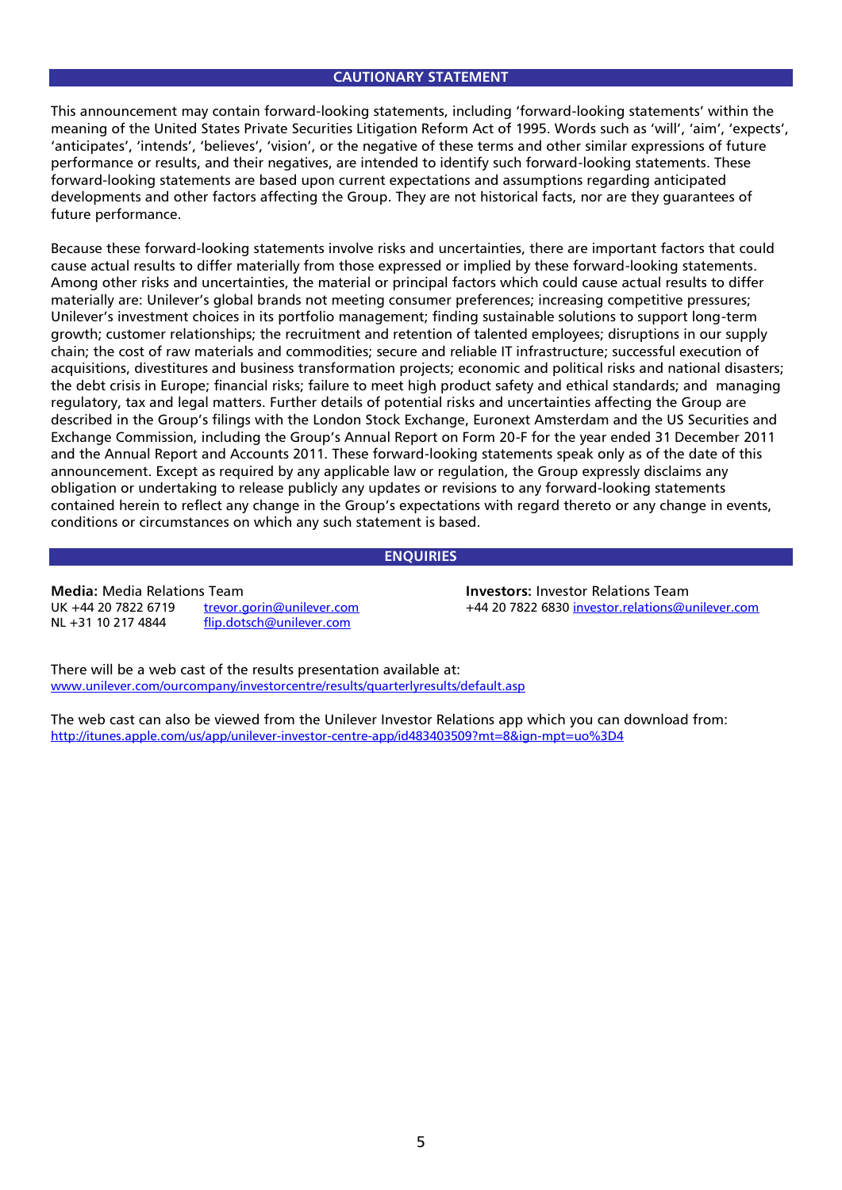## CAUTIONARY STATEMENT

This announcement may contain forward-looking statements, including 'forward-looking statements' within the meaning of the United States Private Securities Litigation Reform Act of 1995. Words such as 'will', 'aim', 'expects', 'anticipates', 'intends', 'believes', 'vision', or the negative of these terms and other similar expressions of future performance or results, and their negatives, are intended to identify such forward-looking statements. These forward-looking statements are based upon current expectations and assumptions regarding anticipated developments and other factors affecting the Group. They are not historical facts, nor are they guarantees of future performance.

Because these forward-looking statements involve risks and uncertainties, there are important factors that could cause actual results to differ materially from those expressed or implied by these forward-looking statements. Among other risks and uncertainties, the material or principal factors which could cause actual results to differ materially are: Unilever's global brands not meeting consumer preferences; increasing competitive pressures; Unilever's investment choices in its portfolio management; finding sustainable solutions to support long-term growth; customer relationships; the recruitment and retention of talented employees; disruptions in our supply chain; the cost of raw materials and commodities; secure and reliable IT infrastructure; successful execution of acquisitions, divestitures and business transformation projects; economic and political risks and national disasters; the debt crisis in Europe; financial risks; failure to meet high product safety and ethical standards; and managing regulatory, tax and legal matters. Further details of potential risks and uncertainties affecting the Group are described in the Group's filings with the London Stock Exchange, Euronext Amsterdam and the US Securities and Exchange Commission, including the Group's Annual Report on Form 20-F for the year ended 31 December 2011 and the Annual Report and Accounts 2011. These forward-looking statements speak only as of the date of this announcement. Except as required by any applicable law or regulation, the Group expressly disclaims any obligation or undertaking to release publicly any updates or revisions to any forward-looking statements contained herein to reflect any change in the Group's expectations with regard thereto or any change in events, conditions or circumstances on which any such statement is based.

## ENQUIRIES

**Media:** Media Relations Team
UK +44 20 7822 6719 trevor.gorin@unilever.com
NL +31 10 217 4844 flip.dotsch@unilever.com

**Investors:** Investor Relations Team
+44 20 7822 6830 investor.relations@unilever.com

There will be a web cast of the results presentation available at:
www.unilever.com/ourcompany/investorcentre/results/quarterlyresults/default.asp

The web cast can also be viewed from the Unilever Investor Relations app which you can download from:
http://itunes.apple.com/us/app/unilever-investor-centre-app/id483403509?mt=8&ign-mpt=uo%3D4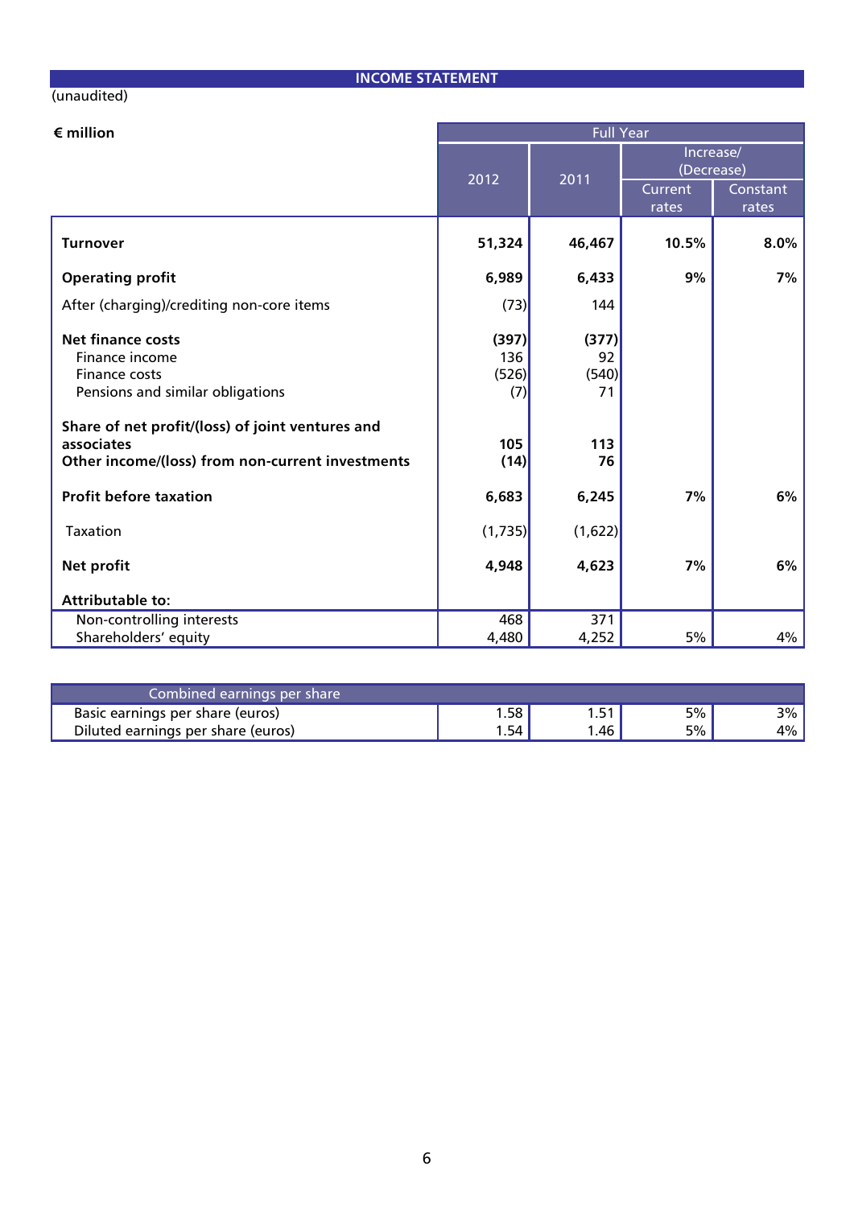## INCOME STATEMENT

(unaudited)

| € million | Full Year | | | |
|---|---|---|---|---|
| | 2012 | 2011 | Increase/ (Decrease) | |
| | | | Current rates | Constant rates |
| **Turnover** | **51,324** | **46,467** | **10.5%** | **8.0%** |
| **Operating profit** | **6,989** | **6,433** | **9%** | **7%** |
| After (charging)/crediting non-core items | (73) | 144 | | |
| **Net finance costs** | **(397)** | **(377)** | | |
| Finance income | 136 | 92 | | |
| Finance costs | (526) | (540) | | |
| Pensions and similar obligations | (7) | 71 | | |
| **Share of net profit/(loss) of joint ventures and associates** | **105** | **113** | | |
| **Other income/(loss) from non-current investments** | **(14)** | **76** | | |
| **Profit before taxation** | **6,683** | **6,245** | **7%** | **6%** |
| Taxation | (1,735) | (1,622) | | |
| **Net profit** | **4,948** | **4,623** | **7%** | **6%** |
| **Attributable to:** | | | | |
| Non-controlling interests | 468 | 371 | | |
| Shareholders' equity | 4,480 | 4,252 | 5% | 4% |

| Combined earnings per share | | | | |
|---|---|---|---|---|
| Basic earnings per share (euros) | 1.58 | 1.51 | 5% | 3% |
| Diluted earnings per share (euros) | 1.54 | 1.46 | 5% | 4% |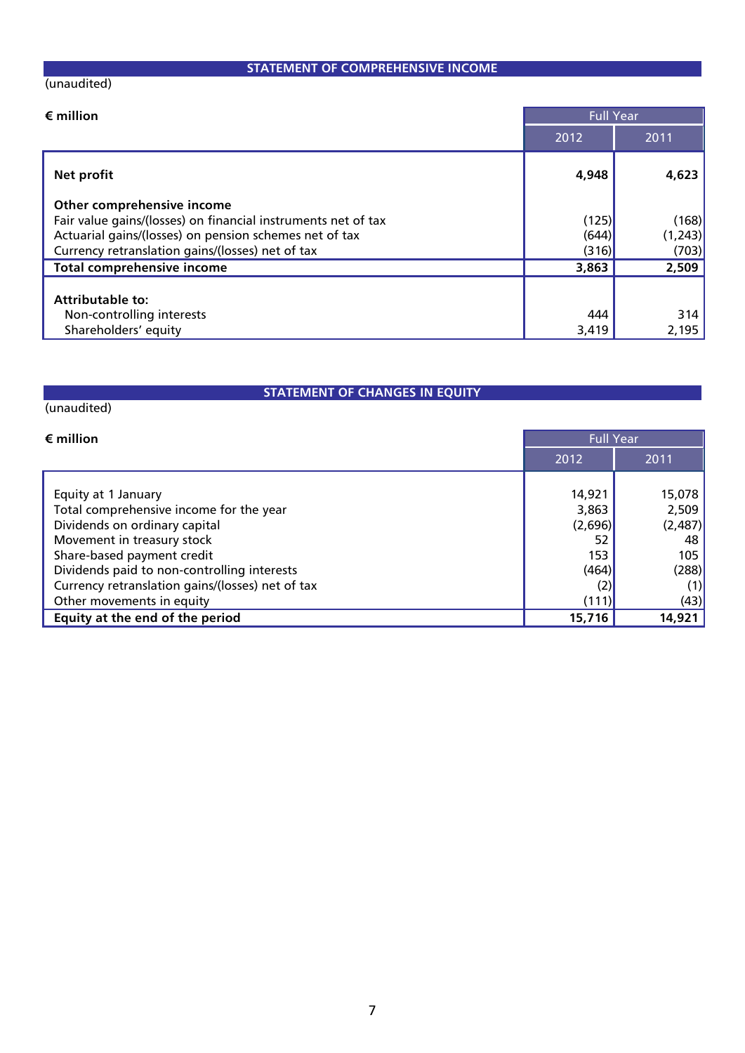## STATEMENT OF COMPREHENSIVE INCOME

(unaudited)

| € million | Full Year | |
|---|---|---|
| | 2012 | 2011 |
| **Net profit** | **4,948** | **4,623** |
| **Other comprehensive income** | | |
| Fair value gains/(losses) on financial instruments net of tax | (125) | (168) |
| Actuarial gains/(losses) on pension schemes net of tax | (644) | (1,243) |
| Currency retranslation gains/(losses) net of tax | (316) | (703) |
| **Total comprehensive income** | **3,863** | **2,509** |
| **Attributable to:** | | |
| Non-controlling interests | 444 | 314 |
| Shareholders' equity | 3,419 | 2,195 |

## STATEMENT OF CHANGES IN EQUITY

(unaudited)

| € million | Full Year | |
|---|---|---|
| | 2012 | 2011 |
| Equity at 1 January | 14,921 | 15,078 |
| Total comprehensive income for the year | 3,863 | 2,509 |
| Dividends on ordinary capital | (2,696) | (2,487) |
| Movement in treasury stock | 52 | 48 |
| Share-based payment credit | 153 | 105 |
| Dividends paid to non-controlling interests | (464) | (288) |
| Currency retranslation gains/(losses) net of tax | (2) | (1) |
| Other movements in equity | (111) | (43) |
| **Equity at the end of the period** | **15,716** | **14,921** |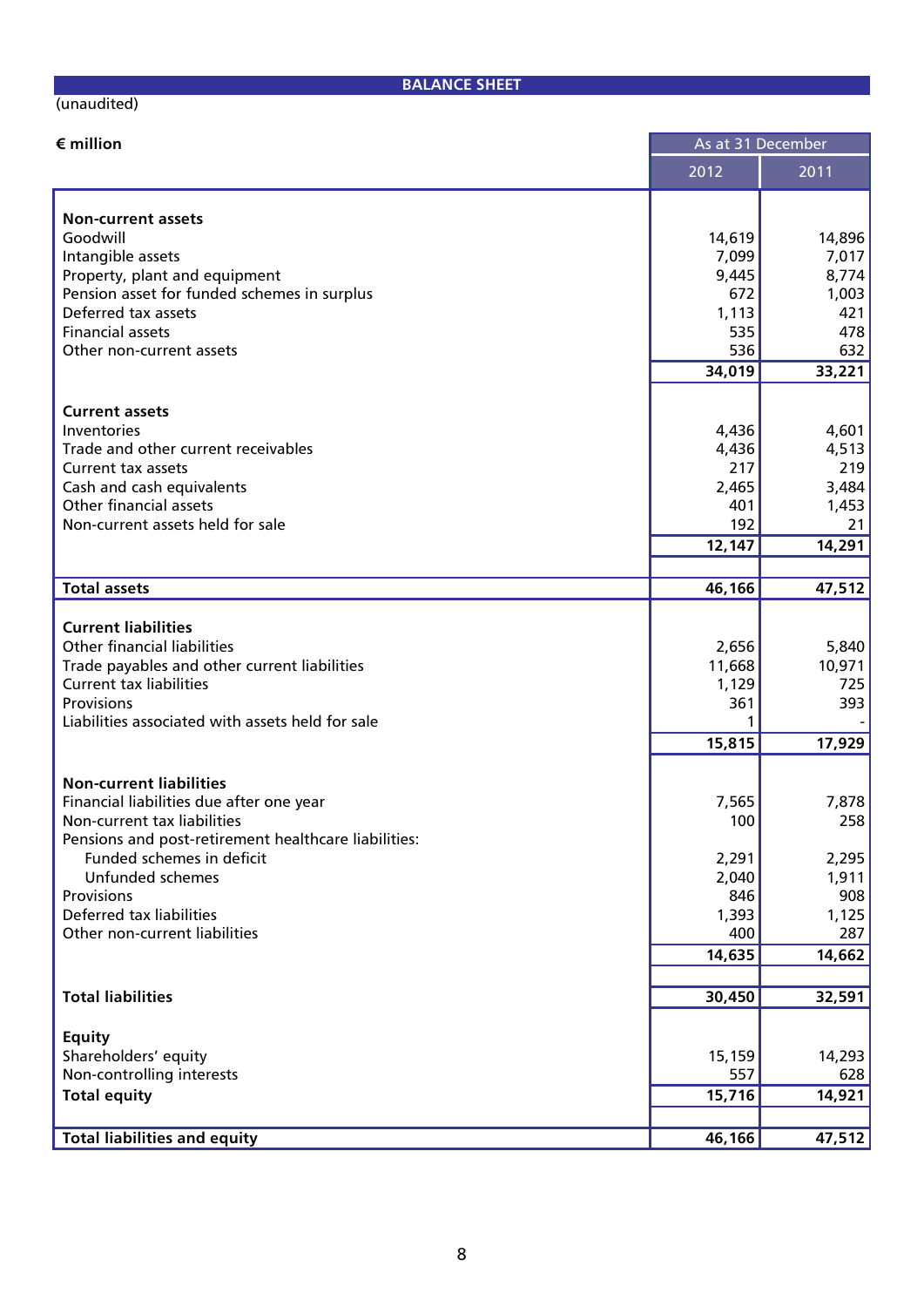## BALANCE SHEET

(unaudited)

| € million | As at 31 December | |
|---|---|---|
| | 2012 | 2011 |
| **Non-current assets** | | |
| Goodwill | 14,619 | 14,896 |
| Intangible assets | 7,099 | 7,017 |
| Property, plant and equipment | 9,445 | 8,774 |
| Pension asset for funded schemes in surplus | 672 | 1,003 |
| Deferred tax assets | 1,113 | 421 |
| Financial assets | 535 | 478 |
| Other non-current assets | 536 | 632 |
| | **34,019** | **33,221** |
| **Current assets** | | |
| Inventories | 4,436 | 4,601 |
| Trade and other current receivables | 4,436 | 4,513 |
| Current tax assets | 217 | 219 |
| Cash and cash equivalents | 2,465 | 3,484 |
| Other financial assets | 401 | 1,453 |
| Non-current assets held for sale | 192 | 21 |
| | **12,147** | **14,291** |
| **Total assets** | **46,166** | **47,512** |
| **Current liabilities** | | |
| Other financial liabilities | 2,656 | 5,840 |
| Trade payables and other current liabilities | 11,668 | 10,971 |
| Current tax liabilities | 1,129 | 725 |
| Provisions | 361 | 393 |
| Liabilities associated with assets held for sale | 1 | - |
| | **15,815** | **17,929** |
| **Non-current liabilities** | | |
| Financial liabilities due after one year | 7,565 | 7,878 |
| Non-current tax liabilities | 100 | 258 |
| Pensions and post-retirement healthcare liabilities: | | |
| Funded schemes in deficit | 2,291 | 2,295 |
| Unfunded schemes | 2,040 | 1,911 |
| Provisions | 846 | 908 |
| Deferred tax liabilities | 1,393 | 1,125 |
| Other non-current liabilities | 400 | 287 |
| | **14,635** | **14,662** |
| **Total liabilities** | **30,450** | **32,591** |
| **Equity** | | |
| Shareholders' equity | 15,159 | 14,293 |
| Non-controlling interests | 557 | 628 |
| **Total equity** | **15,716** | **14,921** |
| **Total liabilities and equity** | **46,166** | **47,512** |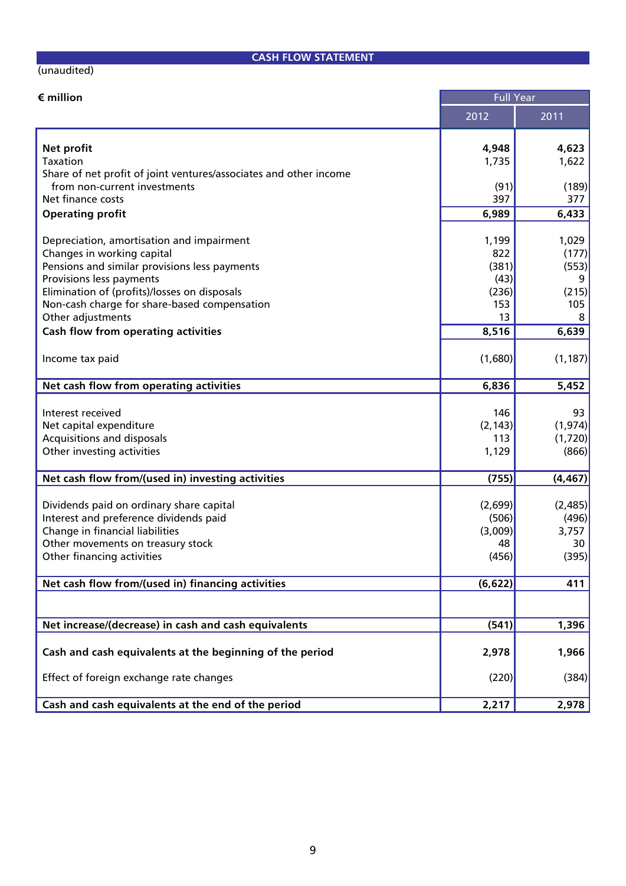## CASH FLOW STATEMENT

(unaudited)

| € million | Full Year | |
|---|---|---|
| | 2012 | 2011 |
| **Net profit** | **4,948** | **4,623** |
| Taxation | 1,735 | 1,622 |
| Share of net profit of joint ventures/associates and other income from non-current investments | (91) | (189) |
| Net finance costs | 397 | 377 |
| **Operating profit** | **6,989** | **6,433** |
| Depreciation, amortisation and impairment | 1,199 | 1,029 |
| Changes in working capital | 822 | (177) |
| Pensions and similar provisions less payments | (381) | (553) |
| Provisions less payments | (43) | 9 |
| Elimination of (profits)/losses on disposals | (236) | (215) |
| Non-cash charge for share-based compensation | 153 | 105 |
| Other adjustments | 13 | 8 |
| **Cash flow from operating activities** | **8,516** | **6,639** |
| Income tax paid | (1,680) | (1,187) |
| **Net cash flow from operating activities** | **6,836** | **5,452** |
| Interest received | 146 | 93 |
| Net capital expenditure | (2,143) | (1,974) |
| Acquisitions and disposals | 113 | (1,720) |
| Other investing activities | 1,129 | (866) |
| **Net cash flow from/(used in) investing activities** | **(755)** | **(4,467)** |
| Dividends paid on ordinary share capital | (2,699) | (2,485) |
| Interest and preference dividends paid | (506) | (496) |
| Change in financial liabilities | (3,009) | 3,757 |
| Other movements on treasury stock | 48 | 30 |
| Other financing activities | (456) | (395) |
| **Net cash flow from/(used in) financing activities** | **(6,622)** | **411** |
| **Net increase/(decrease) in cash and cash equivalents** | **(541)** | **1,396** |
| **Cash and cash equivalents at the beginning of the period** | **2,978** | **1,966** |
| Effect of foreign exchange rate changes | (220) | (384) |
| **Cash and cash equivalents at the end of the period** | **2,217** | **2,978** |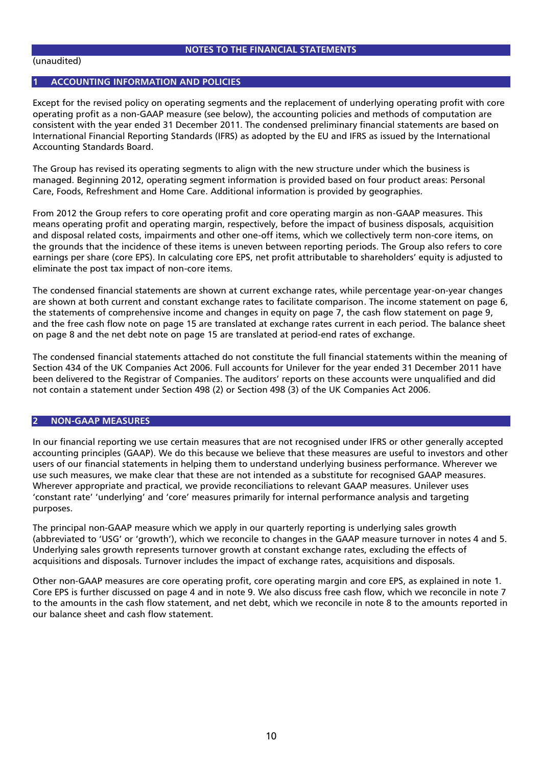# NOTES TO THE FINANCIAL STATEMENTS

(unaudited)

## 1 ACCOUNTING INFORMATION AND POLICIES

Except for the revised policy on operating segments and the replacement of underlying operating profit with core operating profit as a non-GAAP measure (see below), the accounting policies and methods of computation are consistent with the year ended 31 December 2011. The condensed preliminary financial statements are based on International Financial Reporting Standards (IFRS) as adopted by the EU and IFRS as issued by the International Accounting Standards Board.

The Group has revised its operating segments to align with the new structure under which the business is managed. Beginning 2012, operating segment information is provided based on four product areas: Personal Care, Foods, Refreshment and Home Care. Additional information is provided by geographies.

From 2012 the Group refers to core operating profit and core operating margin as non-GAAP measures. This means operating profit and operating margin, respectively, before the impact of business disposals, acquisition and disposal related costs, impairments and other one-off items, which we collectively term non-core items, on the grounds that the incidence of these items is uneven between reporting periods. The Group also refers to core earnings per share (core EPS). In calculating core EPS, net profit attributable to shareholders' equity is adjusted to eliminate the post tax impact of non-core items.

The condensed financial statements are shown at current exchange rates, while percentage year-on-year changes are shown at both current and constant exchange rates to facilitate comparison. The income statement on page 6, the statements of comprehensive income and changes in equity on page 7, the cash flow statement on page 9, and the free cash flow note on page 15 are translated at exchange rates current in each period. The balance sheet on page 8 and the net debt note on page 15 are translated at period-end rates of exchange.

The condensed financial statements attached do not constitute the full financial statements within the meaning of Section 434 of the UK Companies Act 2006. Full accounts for Unilever for the year ended 31 December 2011 have been delivered to the Registrar of Companies. The auditors' reports on these accounts were unqualified and did not contain a statement under Section 498 (2) or Section 498 (3) of the UK Companies Act 2006.

## 2 NON-GAAP MEASURES

In our financial reporting we use certain measures that are not recognised under IFRS or other generally accepted accounting principles (GAAP). We do this because we believe that these measures are useful to investors and other users of our financial statements in helping them to understand underlying business performance. Wherever we use such measures, we make clear that these are not intended as a substitute for recognised GAAP measures. Wherever appropriate and practical, we provide reconciliations to relevant GAAP measures. Unilever uses 'constant rate' 'underlying' and 'core' measures primarily for internal performance analysis and targeting purposes.

The principal non-GAAP measure which we apply in our quarterly reporting is underlying sales growth (abbreviated to 'USG' or 'growth'), which we reconcile to changes in the GAAP measure turnover in notes 4 and 5. Underlying sales growth represents turnover growth at constant exchange rates, excluding the effects of acquisitions and disposals. Turnover includes the impact of exchange rates, acquisitions and disposals.

Other non-GAAP measures are core operating profit, core operating margin and core EPS, as explained in note 1. Core EPS is further discussed on page 4 and in note 9. We also discuss free cash flow, which we reconcile in note 7 to the amounts in the cash flow statement, and net debt, which we reconcile in note 8 to the amounts reported in our balance sheet and cash flow statement.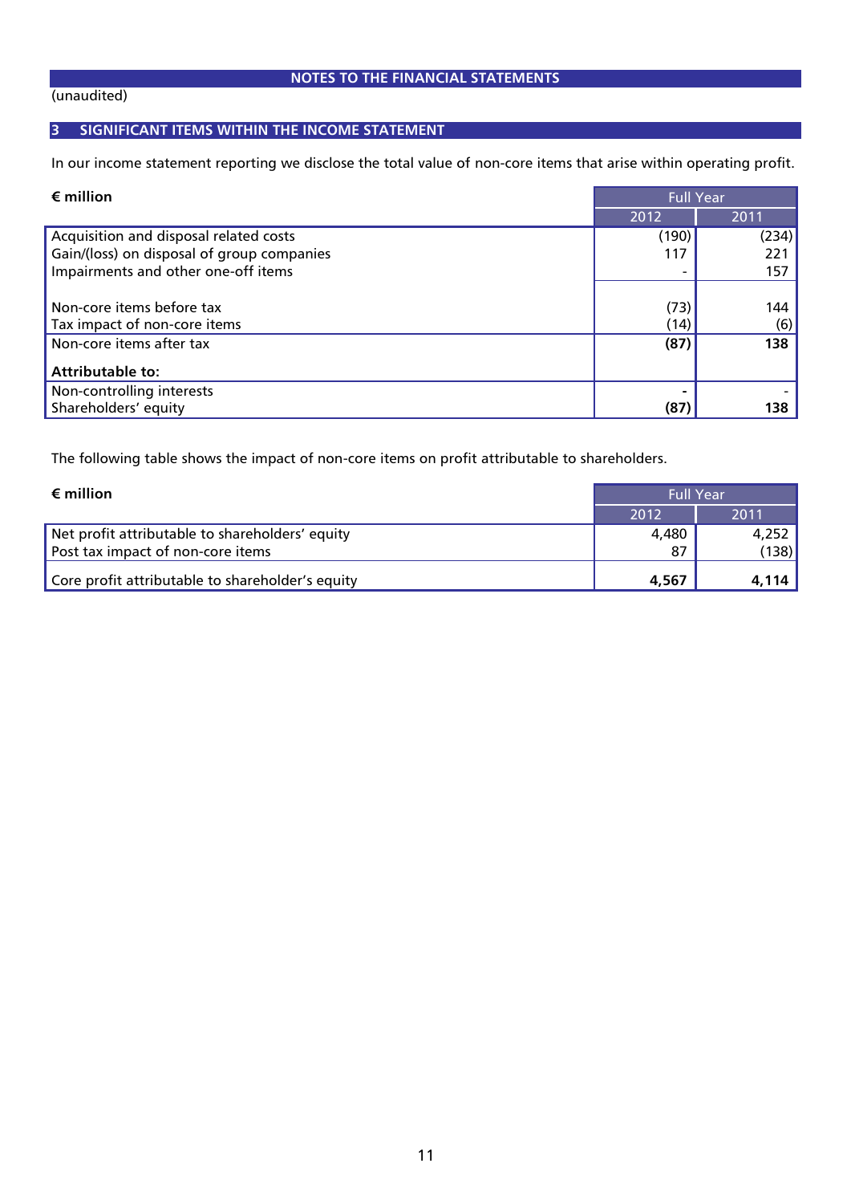# NOTES TO THE FINANCIAL STATEMENTS

(unaudited)

## 3 SIGNIFICANT ITEMS WITHIN THE INCOME STATEMENT

In our income statement reporting we disclose the total value of non-core items that arise within operating profit.

| **€ million** | Full Year | |
|---|---|---|
| | 2012 | 2011 |
| Acquisition and disposal related costs | (190) | (234) |
| Gain/(loss) on disposal of group companies | 117 | 221 |
| Impairments and other one-off items | - | 157 |
| Non-core items before tax | (73) | 144 |
| Tax impact of non-core items | (14) | (6) |
| Non-core items after tax | **(87)** | **138** |
| **Attributable to:** | | |
| Non-controlling interests | - | - |
| Shareholders' equity | **(87)** | **138** |

The following table shows the impact of non-core items on profit attributable to shareholders.

| **€ million** | Full Year | |
|---|---|---|
| | 2012 | 2011 |
| Net profit attributable to shareholders' equity | 4,480 | 4,252 |
| Post tax impact of non-core items | 87 | (138) |
| Core profit attributable to shareholder's equity | **4,567** | **4,114** |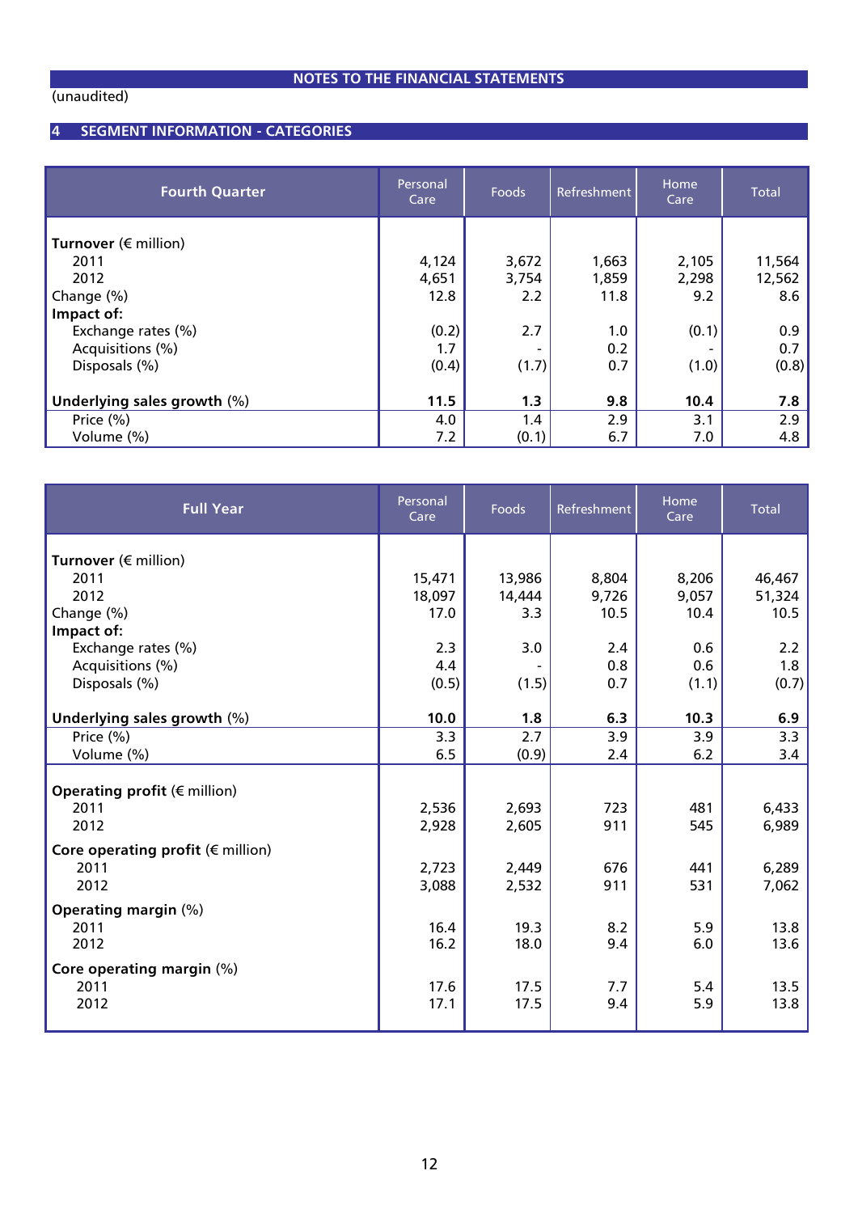NOTES TO THE FINANCIAL STATEMENTS

(unaudited)

## 4 SEGMENT INFORMATION - CATEGORIES

| Fourth Quarter | Personal Care | Foods | Refreshment | Home Care | Total |
|---|---|---|---|---|---|
| **Turnover** (€ million) | | | | | |
| 2011 | 4,124 | 3,672 | 1,663 | 2,105 | 11,564 |
| 2012 | 4,651 | 3,754 | 1,859 | 2,298 | 12,562 |
| Change (%) | 12.8 | 2.2 | 11.8 | 9.2 | 8.6 |
| **Impact of:** | | | | | |
| Exchange rates (%) | (0.2) | 2.7 | 1.0 | (0.1) | 0.9 |
| Acquisitions (%) | 1.7 | - | 0.2 | - | 0.7 |
| Disposals (%) | (0.4) | (1.7) | 0.7 | (1.0) | (0.8) |
| **Underlying sales growth** (%) | **11.5** | **1.3** | **9.8** | **10.4** | **7.8** |
| Price (%) | 4.0 | 1.4 | 2.9 | 3.1 | 2.9 |
| Volume (%) | 7.2 | (0.1) | 6.7 | 7.0 | 4.8 |

| Full Year | Personal Care | Foods | Refreshment | Home Care | Total |
|---|---|---|---|---|---|
| **Turnover** (€ million) | | | | | |
| 2011 | 15,471 | 13,986 | 8,804 | 8,206 | 46,467 |
| 2012 | 18,097 | 14,444 | 9,726 | 9,057 | 51,324 |
| Change (%) | 17.0 | 3.3 | 10.5 | 10.4 | 10.5 |
| **Impact of:** | | | | | |
| Exchange rates (%) | 2.3 | 3.0 | 2.4 | 0.6 | 2.2 |
| Acquisitions (%) | 4.4 | - | 0.8 | 0.6 | 1.8 |
| Disposals (%) | (0.5) | (1.5) | 0.7 | (1.1) | (0.7) |
| **Underlying sales growth** (%) | **10.0** | **1.8** | **6.3** | **10.3** | **6.9** |
| Price (%) | 3.3 | 2.7 | 3.9 | 3.9 | 3.3 |
| Volume (%) | 6.5 | (0.9) | 2.4 | 6.2 | 3.4 |
| **Operating profit** (€ million) | | | | | |
| 2011 | 2,536 | 2,693 | 723 | 481 | 6,433 |
| 2012 | 2,928 | 2,605 | 911 | 545 | 6,989 |
| **Core operating profit** (€ million) | | | | | |
| 2011 | 2,723 | 2,449 | 676 | 441 | 6,289 |
| 2012 | 3,088 | 2,532 | 911 | 531 | 7,062 |
| **Operating margin** (%) | | | | | |
| 2011 | 16.4 | 19.3 | 8.2 | 5.9 | 13.8 |
| 2012 | 16.2 | 18.0 | 9.4 | 6.0 | 13.6 |
| **Core operating margin** (%) | | | | | |
| 2011 | 17.6 | 17.5 | 7.7 | 5.4 | 13.5 |
| 2012 | 17.1 | 17.5 | 9.4 | 5.9 | 13.8 |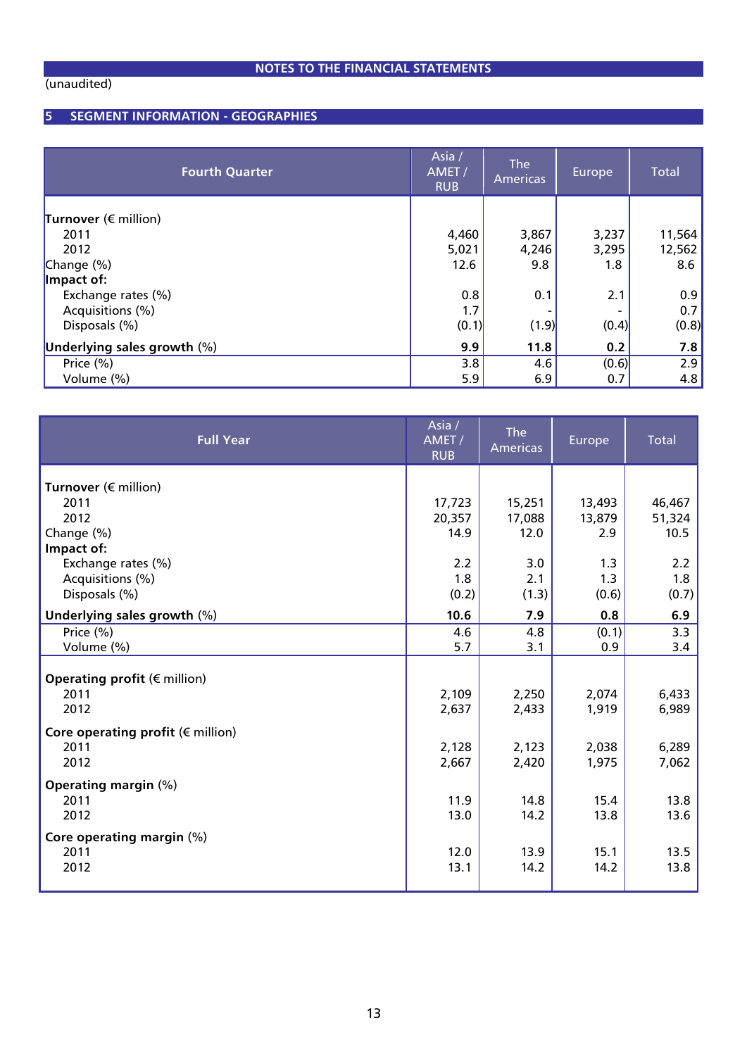NOTES TO THE FINANCIAL STATEMENTS

(unaudited)

## 5 SEGMENT INFORMATION - GEOGRAPHIES

| Fourth Quarter | Asia / AMET / RUB | The Americas | Europe | Total |
|---|---|---|---|---|
| **Turnover** (€ million) | | | | |
| 2011 | 4,460 | 3,867 | 3,237 | 11,564 |
| 2012 | 5,021 | 4,246 | 3,295 | 12,562 |
| Change (%) | 12.6 | 9.8 | 1.8 | 8.6 |
| **Impact of:** | | | | |
| Exchange rates (%) | 0.8 | 0.1 | 2.1 | 0.9 |
| Acquisitions (%) | 1.7 | - | - | 0.7 |
| Disposals (%) | (0.1) | (1.9) | (0.4) | (0.8) |
| **Underlying sales growth** (%) | **9.9** | **11.8** | **0.2** | **7.8** |
| Price (%) | 3.8 | 4.6 | (0.6) | 2.9 |
| Volume (%) | 5.9 | 6.9 | 0.7 | 4.8 |

| Full Year | Asia / AMET / RUB | The Americas | Europe | Total |
|---|---|---|---|---|
| **Turnover** (€ million) | | | | |
| 2011 | 17,723 | 15,251 | 13,493 | 46,467 |
| 2012 | 20,357 | 17,088 | 13,879 | 51,324 |
| Change (%) | 14.9 | 12.0 | 2.9 | 10.5 |
| **Impact of:** | | | | |
| Exchange rates (%) | 2.2 | 3.0 | 1.3 | 2.2 |
| Acquisitions (%) | 1.8 | 2.1 | 1.3 | 1.8 |
| Disposals (%) | (0.2) | (1.3) | (0.6) | (0.7) |
| **Underlying sales growth** (%) | **10.6** | **7.9** | **0.8** | **6.9** |
| Price (%) | 4.6 | 4.8 | (0.1) | 3.3 |
| Volume (%) | 5.7 | 3.1 | 0.9 | 3.4 |
| **Operating profit** (€ million) | | | | |
| 2011 | 2,109 | 2,250 | 2,074 | 6,433 |
| 2012 | 2,637 | 2,433 | 1,919 | 6,989 |
| **Core operating profit** (€ million) | | | | |
| 2011 | 2,128 | 2,123 | 2,038 | 6,289 |
| 2012 | 2,667 | 2,420 | 1,975 | 7,062 |
| **Operating margin** (%) | | | | |
| 2011 | 11.9 | 14.8 | 15.4 | 13.8 |
| 2012 | 13.0 | 14.2 | 13.8 | 13.6 |
| **Core operating margin** (%) | | | | |
| 2011 | 12.0 | 13.9 | 15.1 | 13.5 |
| 2012 | 13.1 | 14.2 | 14.2 | 13.8 |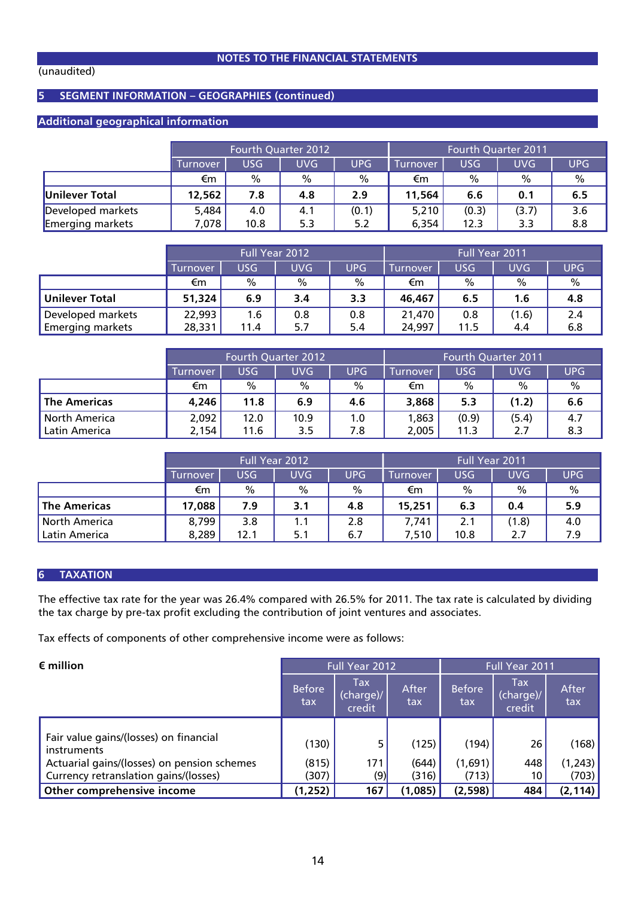## NOTES TO THE FINANCIAL STATEMENTS

(unaudited)

### 5 SEGMENT INFORMATION – GEOGRAPHIES (continued)

#### Additional geographical information

| | Fourth Quarter 2012 | | | | Fourth Quarter 2011 | | | |
|---|---|---|---|---|---|---|---|---|
| | Turnover | USG | UVG | UPG | Turnover | USG | UVG | UPG |
| | €m | % | % | % | €m | % | % | % |
| **Unilever Total** | **12,562** | **7.8** | **4.8** | **2.9** | **11,564** | **6.6** | **0.1** | **6.5** |
| Developed markets | 5,484 | 4.0 | 4.1 | (0.1) | 5,210 | (0.3) | (3.7) | 3.6 |
| Emerging markets | 7,078 | 10.8 | 5.3 | 5.2 | 6,354 | 12.3 | 3.3 | 8.8 |

| | Full Year 2012 | | | | Full Year 2011 | | | |
|---|---|---|---|---|---|---|---|---|
| | Turnover | USG | UVG | UPG | Turnover | USG | UVG | UPG |
| | €m | % | % | % | €m | % | % | % |
| **Unilever Total** | **51,324** | **6.9** | **3.4** | **3.3** | **46,467** | **6.5** | **1.6** | **4.8** |
| Developed markets | 22,993 | 1.6 | 0.8 | 0.8 | 21,470 | 0.8 | (1.6) | 2.4 |
| Emerging markets | 28,331 | 11.4 | 5.7 | 5.4 | 24,997 | 11.5 | 4.4 | 6.8 |

| | Fourth Quarter 2012 | | | | Fourth Quarter 2011 | | | |
|---|---|---|---|---|---|---|---|---|
| | Turnover | USG | UVG | UPG | Turnover | USG | UVG | UPG |
| | €m | % | % | % | €m | % | % | % |
| **The Americas** | **4,246** | **11.8** | **6.9** | **4.6** | **3,868** | **5.3** | **(1.2)** | **6.6** |
| North America | 2,092 | 12.0 | 10.9 | 1.0 | 1,863 | (0.9) | (5.4) | 4.7 |
| Latin America | 2,154 | 11.6 | 3.5 | 7.8 | 2,005 | 11.3 | 2.7 | 8.3 |

| | Full Year 2012 | | | | Full Year 2011 | | | |
|---|---|---|---|---|---|---|---|---|
| | Turnover | USG | UVG | UPG | Turnover | USG | UVG | UPG |
| | €m | % | % | % | €m | % | % | % |
| **The Americas** | **17,088** | **7.9** | **3.1** | **4.8** | **15,251** | **6.3** | **0.4** | **5.9** |
| North America | 8,799 | 3.8 | 1.1 | 2.8 | 7,741 | 2.1 | (1.8) | 4.0 |
| Latin America | 8,289 | 12.1 | 5.1 | 6.7 | 7,510 | 10.8 | 2.7 | 7.9 |

### 6 TAXATION

The effective tax rate for the year was 26.4% compared with 26.5% for 2011. The tax rate is calculated by dividing the tax charge by pre-tax profit excluding the contribution of joint ventures and associates.

Tax effects of components of other comprehensive income were as follows:

| € million | Full Year 2012 | | | Full Year 2011 | | |
|---|---|---|---|---|---|---|
| | Before tax | Tax (charge)/ credit | After tax | Before tax | Tax (charge)/ credit | After tax |
| Fair value gains/(losses) on financial instruments | (130) | 5 | (125) | (194) | 26 | (168) |
| Actuarial gains/(losses) on pension schemes | (815) | 171 | (644) | (1,691) | 448 | (1,243) |
| Currency retranslation gains/(losses) | (307) | (9) | (316) | (713) | 10 | (703) |
| **Other comprehensive income** | **(1,252)** | **167** | **(1,085)** | **(2,598)** | **484** | **(2,114)** |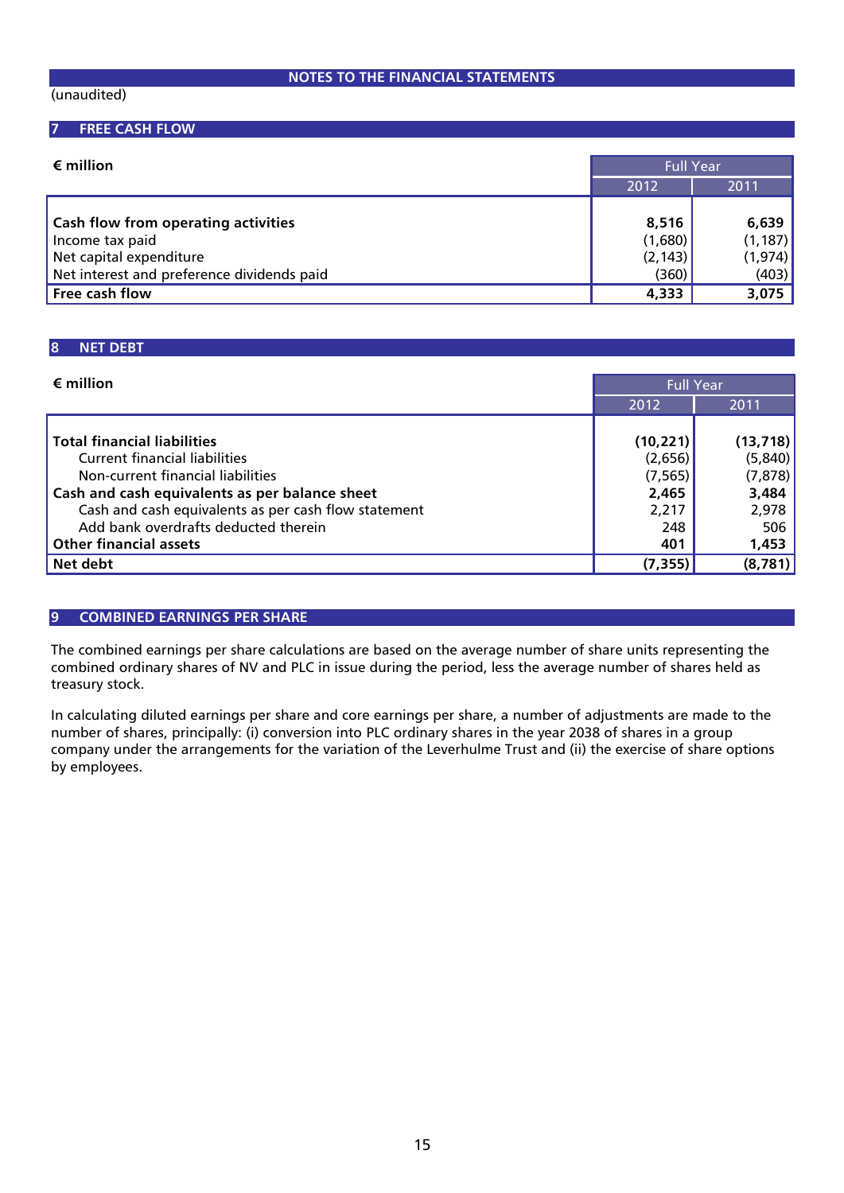## NOTES TO THE FINANCIAL STATEMENTS

(unaudited)

### 7 FREE CASH FLOW

| € million | Full Year | |
|---|---|---|
| | 2012 | 2011 |
| **Cash flow from operating activities** | **8,516** | **6,639** |
| Income tax paid | (1,680) | (1,187) |
| Net capital expenditure | (2,143) | (1,974) |
| Net interest and preference dividends paid | (360) | (403) |
| **Free cash flow** | **4,333** | **3,075** |

### 8 NET DEBT

| € million | Full Year | |
|---|---|---|
| | 2012 | 2011 |
| **Total financial liabilities** | **(10,221)** | **(13,718)** |
| Current financial liabilities | (2,656) | (5,840) |
| Non-current financial liabilities | (7,565) | (7,878) |
| **Cash and cash equivalents as per balance sheet** | **2,465** | **3,484** |
| Cash and cash equivalents as per cash flow statement | 2,217 | 2,978 |
| Add bank overdrafts deducted therein | 248 | 506 |
| **Other financial assets** | **401** | **1,453** |
| **Net debt** | **(7,355)** | **(8,781)** |

### 9 COMBINED EARNINGS PER SHARE

The combined earnings per share calculations are based on the average number of share units representing the combined ordinary shares of NV and PLC in issue during the period, less the average number of shares held as treasury stock.

In calculating diluted earnings per share and core earnings per share, a number of adjustments are made to the number of shares, principally: (i) conversion into PLC ordinary shares in the year 2038 of shares in a group company under the arrangements for the variation of the Leverhulme Trust and (ii) the exercise of share options by employees.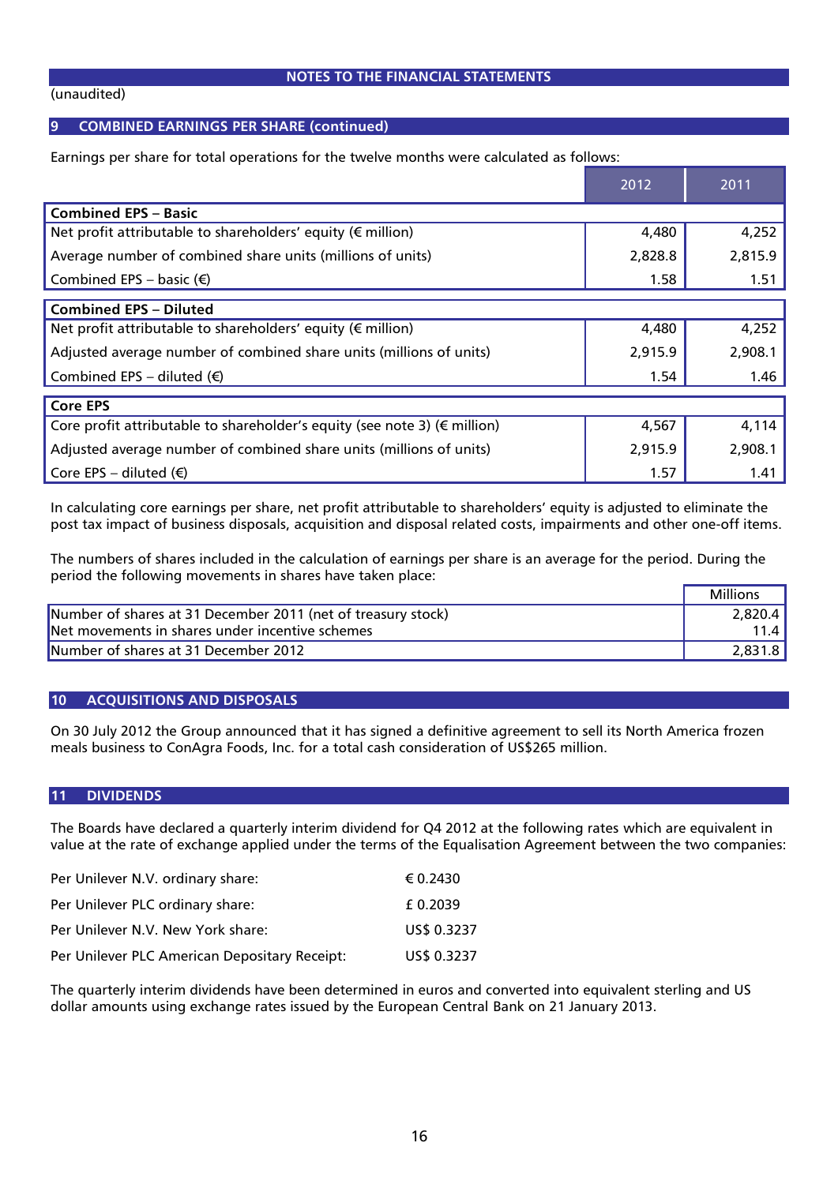## NOTES TO THE FINANCIAL STATEMENTS

(unaudited)

### 9 COMBINED EARNINGS PER SHARE (continued)

Earnings per share for total operations for the twelve months were calculated as follows:

| | 2012 | 2011 |
|---|---|---|
| **Combined EPS – Basic** | | |
| Net profit attributable to shareholders' equity (€ million) | 4,480 | 4,252 |
| Average number of combined share units (millions of units) | 2,828.8 | 2,815.9 |
| Combined EPS – basic (€) | 1.58 | 1.51 |
| **Combined EPS – Diluted** | | |
| Net profit attributable to shareholders' equity (€ million) | 4,480 | 4,252 |
| Adjusted average number of combined share units (millions of units) | 2,915.9 | 2,908.1 |
| Combined EPS – diluted (€) | 1.54 | 1.46 |
| **Core EPS** | | |
| Core profit attributable to shareholder's equity (see note 3) (€ million) | 4,567 | 4,114 |
| Adjusted average number of combined share units (millions of units) | 2,915.9 | 2,908.1 |
| Core EPS – diluted (€) | 1.57 | 1.41 |

In calculating core earnings per share, net profit attributable to shareholders' equity is adjusted to eliminate the post tax impact of business disposals, acquisition and disposal related costs, impairments and other one-off items.

The numbers of shares included in the calculation of earnings per share is an average for the period. During the period the following movements in shares have taken place:

| | Millions |
|---|---|
| Number of shares at 31 December 2011 (net of treasury stock) | 2,820.4 |
| Net movements in shares under incentive schemes | 11.4 |
| Number of shares at 31 December 2012 | 2,831.8 |

### 10 ACQUISITIONS AND DISPOSALS

On 30 July 2012 the Group announced that it has signed a definitive agreement to sell its North America frozen meals business to ConAgra Foods, Inc. for a total cash consideration of US$265 million.

### 11 DIVIDENDS

The Boards have declared a quarterly interim dividend for Q4 2012 at the following rates which are equivalent in value at the rate of exchange applied under the terms of the Equalisation Agreement between the two companies:

| | |
|---|---|
| Per Unilever N.V. ordinary share: | € 0.2430 |
| Per Unilever PLC ordinary share: | £ 0.2039 |
| Per Unilever N.V. New York share: | US$ 0.3237 |
| Per Unilever PLC American Depositary Receipt: | US$ 0.3237 |

The quarterly interim dividends have been determined in euros and converted into equivalent sterling and US dollar amounts using exchange rates issued by the European Central Bank on 21 January 2013.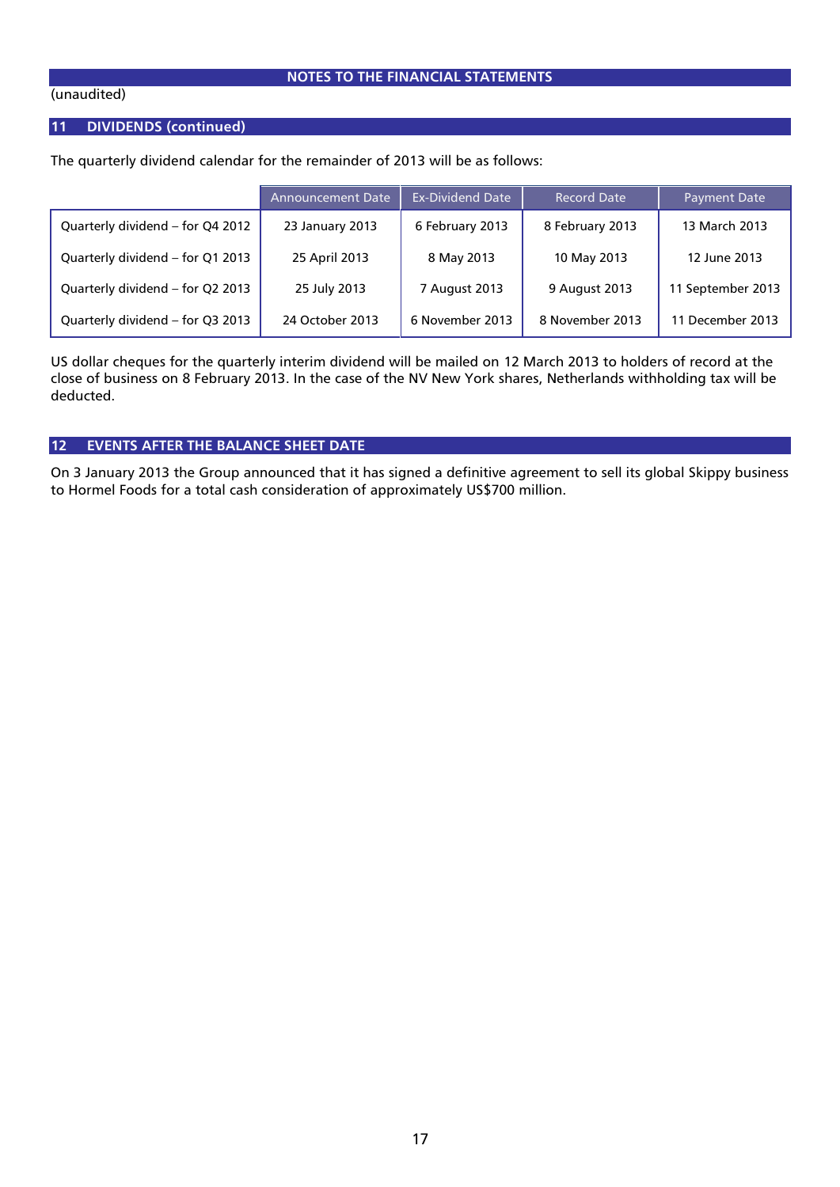## NOTES TO THE FINANCIAL STATEMENTS

(unaudited)

### 11 DIVIDENDS (continued)

The quarterly dividend calendar for the remainder of 2013 will be as follows:

| | Announcement Date | Ex-Dividend Date | Record Date | Payment Date |
|---|---|---|---|---|
| Quarterly dividend – for Q4 2012 | 23 January 2013 | 6 February 2013 | 8 February 2013 | 13 March 2013 |
| Quarterly dividend – for Q1 2013 | 25 April 2013 | 8 May 2013 | 10 May 2013 | 12 June 2013 |
| Quarterly dividend – for Q2 2013 | 25 July 2013 | 7 August 2013 | 9 August 2013 | 11 September 2013 |
| Quarterly dividend – for Q3 2013 | 24 October 2013 | 6 November 2013 | 8 November 2013 | 11 December 2013 |

US dollar cheques for the quarterly interim dividend will be mailed on 12 March 2013 to holders of record at the close of business on 8 February 2013. In the case of the NV New York shares, Netherlands withholding tax will be deducted.

### 12 EVENTS AFTER THE BALANCE SHEET DATE

On 3 January 2013 the Group announced that it has signed a definitive agreement to sell its global Skippy business to Hormel Foods for a total cash consideration of approximately US$700 million.